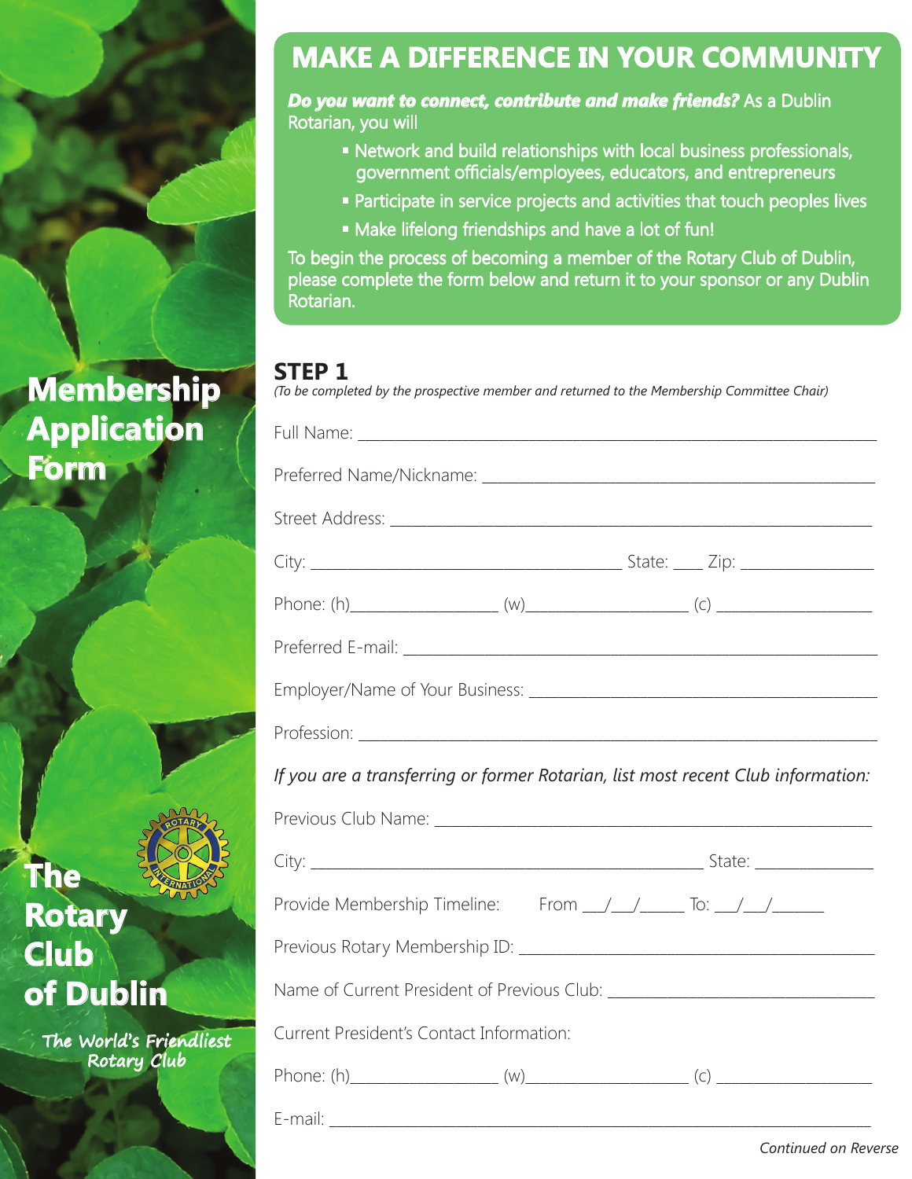# Membership Application Form

# The Rotary Club of Dublin

*The World's Friendliest Rotary Club*

## MAKE A DIFFERENCE IN YOUR COMMUNITY

***Do you want to connect, contribute and make friends?*** As a Dublin Rotarian, you will

- Network and build relationships with local business professionals, government officials/employees, educators, and entrepreneurs
- Participate in service projects and activities that touch peoples lives
- Make lifelong friendships and have a lot of fun!

To begin the process of becoming a member of the Rotary Club of Dublin, please complete the form below and return it to your sponsor or any Dublin Rotarian.

## STEP 1

*(To be completed by the prospective member and returned to the Membership Committee Chair)*

Full Name: ______________________________

Preferred Name/Nickname: ______________________________

Street Address: ______________________________

City: ______________________ State: ____ Zip: ____________

Phone: (h)____________ (w)____________ (c) ____________

Preferred E-mail: ______________________________

Employer/Name of Your Business: ______________________________

Profession: ______________________________

*If you are a transferring or former Rotarian, list most recent Club information:*

Previous Club Name: ______________________________

City: ______________________________ State: ____________

Provide Membership Timeline: From ___/___/_____ To: ___/___/_____

Previous Rotary Membership ID: ______________________________

Name of Current President of Previous Club: ______________________________

Current President's Contact Information:

Phone: (h)____________ (w)____________ (c) ____________

E-mail: ______________________________

*Continued on Reverse*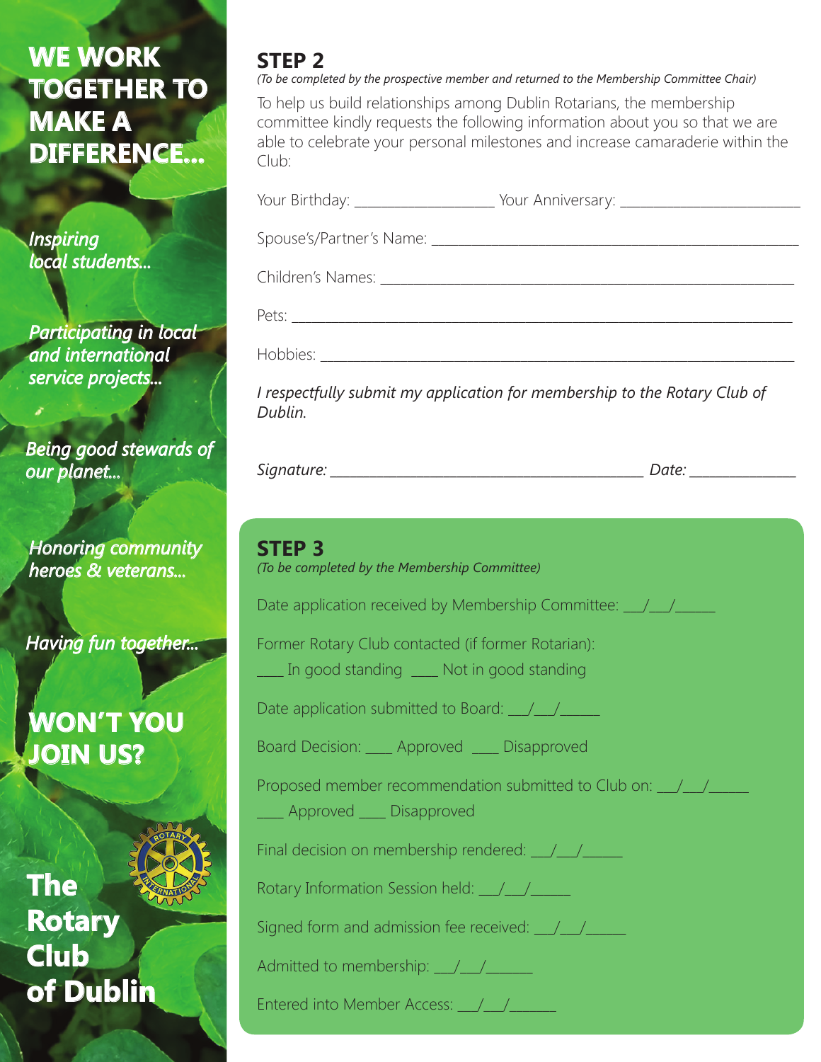## WE WORK TOGETHER TO MAKE A DIFFERENCE...

*Inspiring local students...*

*Participating in local and international service projects...*

*Being good stewards of our planet...*

*Honoring community heroes & veterans...*

*Having fun together...*

## WON'T YOU JOIN US?

**The Rotary Club of Dublin**

## STEP 2

*(To be completed by the prospective member and returned to the Membership Committee Chair)*

To help us build relationships among Dublin Rotarians, the membership committee kindly requests the following information about you so that we are able to celebrate your personal milestones and increase camaraderie within the Club:

Your Birthday: ____________________ Your Anniversary: __________________________

Spouse's/Partner's Name: ______________________________________________________

Children's Names: ____________________________________________________________

Pets: _______________________________________________________________________

Hobbies: ____________________________________________________________________

*I respectfully submit my application for membership to the Rotary Club of Dublin.*

*Signature:* _____________________________________________ *Date:* _______________

## STEP 3

*(To be completed by the Membership Committee)*

Date application received by Membership Committee: ___/___/______

Former Rotary Club contacted (if former Rotarian):
____ In good standing ____ Not in good standing

Date application submitted to Board: ___/___/______

Board Decision: ____ Approved ____ Disapproved

Proposed member recommendation submitted to Club on: ___/___/______
____ Approved ____ Disapproved

Final decision on membership rendered: ___/___/______

Rotary Information Session held: ___/___/______

Signed form and admission fee received: ___/___/______

Admitted to membership: ___/___/_______

Entered into Member Access: ___/___/_______